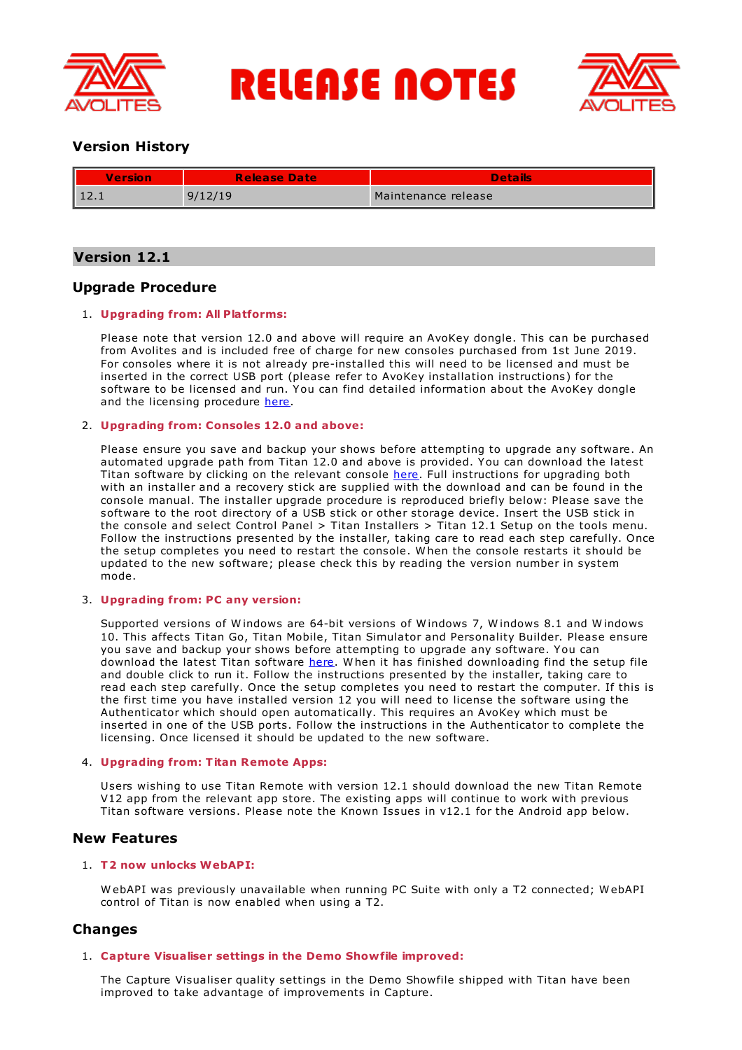# RELEASE NOTES

## Version History

| Version | Release Date | Details |
| --- | --- | --- |
| 12.1 | 9/12/19 | Maintenance release |

## Version 12.1

### Upgrade Procedure

1. **Upgrading from: All Platforms:**

   Please note that version 12.0 and above will require an AvoKey dongle. This can be purchased from Avolites and is included free of charge for new consoles purchased from 1st June 2019. For consoles where it is not already pre-installed this will need to be licensed and must be inserted in the correct USB port (please refer to AvoKey installation instructions) for the software to be licensed and run. You can find detailed information about the AvoKey dongle and the licensing procedure here.

2. **Upgrading from: Consoles 12.0 and above:**

   Please ensure you save and backup your shows before attempting to upgrade any software. An automated upgrade path from Titan 12.0 and above is provided. You can download the latest Titan software by clicking on the relevant console here. Full instructions for upgrading both with an installer and a recovery stick are supplied with the download and can be found in the console manual. The installer upgrade procedure is reproduced briefly below: Please save the software to the root directory of a USB stick or other storage device. Insert the USB stick in the console and select Control Panel > Titan Installers > Titan 12.1 Setup on the tools menu. Follow the instructions presented by the installer, taking care to read each step carefully. Once the setup completes you need to restart the console. When the console restarts it should be updated to the new software; please check this by reading the version number in system mode.

3. **Upgrading from: PC any version:**

   Supported versions of Windows are 64-bit versions of Windows 7, Windows 8.1 and Windows 10. This affects Titan Go, Titan Mobile, Titan Simulator and Personality Builder. Please ensure you save and backup your shows before attempting to upgrade any software. You can download the latest Titan software here. When it has finished downloading find the setup file and double click to run it. Follow the instructions presented by the installer, taking care to read each step carefully. Once the setup completes you need to restart the computer. If this is the first time you have installed version 12 you will need to license the software using the Authenticator which should open automatically. This requires an AvoKey which must be inserted in one of the USB ports. Follow the instructions in the Authenticator to complete the licensing. Once licensed it should be updated to the new software.

4. **Upgrading from: Titan Remote Apps:**

   Users wishing to use Titan Remote with version 12.1 should download the new Titan Remote V12 app from the relevant app store. The existing apps will continue to work with previous Titan software versions. Please note the Known Issues in v12.1 for the Android app below.

### New Features

1. **T2 now unlocks WebAPI:**

   WebAPI was previously unavailable when running PC Suite with only a T2 connected; WebAPI control of Titan is now enabled when using a T2.

### Changes

1. **Capture Visualiser settings in the Demo Showfile improved:**

   The Capture Visualiser quality settings in the Demo Showfile shipped with Titan have been improved to take advantage of improvements in Capture.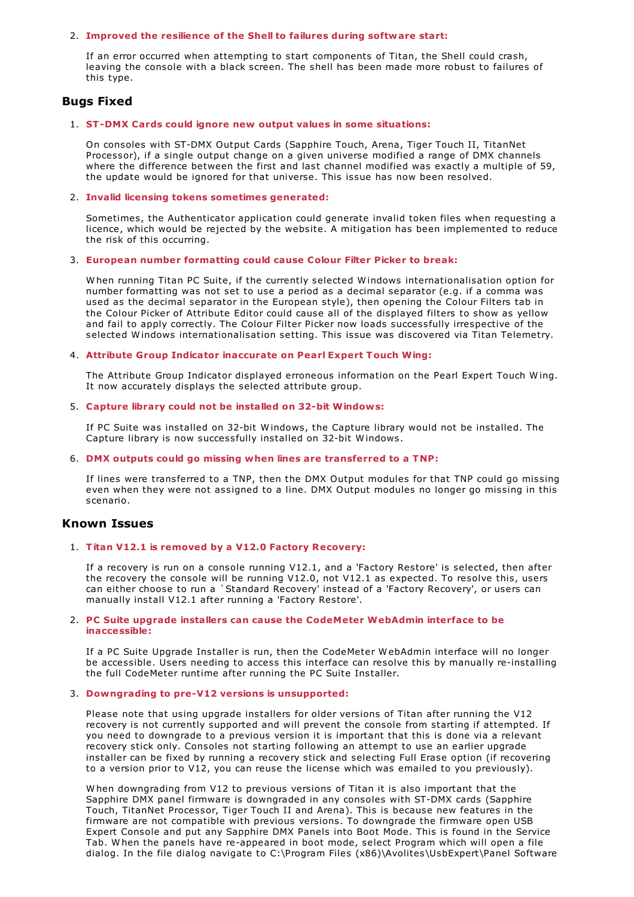2. **Improved the resilience of the Shell to failures during software start:**

   If an error occurred when attempting to start components of Titan, the Shell could crash, leaving the console with a black screen. The shell has been made more robust to failures of this type.

## Bugs Fixed

1. **ST-DMX Cards could ignore new output values in some situations:**

   On consoles with ST-DMX Output Cards (Sapphire Touch, Arena, Tiger Touch II, TitanNet Processor), if a single output change on a given universe modified a range of DMX channels where the difference between the first and last channel modified was exactly a multiple of 59, the update would be ignored for that universe. This issue has now been resolved.

2. **Invalid licensing tokens sometimes generated:**

   Sometimes, the Authenticator application could generate invalid token files when requesting a licence, which would be rejected by the website. A mitigation has been implemented to reduce the risk of this occurring.

3. **European number formatting could cause Colour Filter Picker to break:**

   When running Titan PC Suite, if the currently selected Windows internationalisation option for number formatting was not set to use a period as a decimal separator (e.g. if a comma was used as the decimal separator in the European style), then opening the Colour Filters tab in the Colour Picker of Attribute Editor could cause all of the displayed filters to show as yellow and fail to apply correctly. The Colour Filter Picker now loads successfully irrespective of the selected Windows internationalisation setting. This issue was discovered via Titan Telemetry.

4. **Attribute Group Indicator inaccurate on Pearl Expert Touch Wing:**

   The Attribute Group Indicator displayed erroneous information on the Pearl Expert Touch Wing. It now accurately displays the selected attribute group.

5. **Capture library could not be installed on 32-bit Windows:**

   If PC Suite was installed on 32-bit Windows, the Capture library would not be installed. The Capture library is now successfully installed on 32-bit Windows.

6. **DMX outputs could go missing when lines are transferred to a TNP:**

   If lines were transferred to a TNP, then the DMX Output modules for that TNP could go missing even when they were not assigned to a line. DMX Output modules no longer go missing in this scenario.

## Known Issues

1. **Titan V12.1 is removed by a V12.0 Factory Recovery:**

   If a recovery is run on a console running V12.1, and a 'Factory Restore' is selected, then after the recovery the console will be running V12.0, not V12.1 as expected. To resolve this, users can either choose to run a `Standard Recovery' instead of a 'Factory Recovery', or users can manually install V12.1 after running a 'Factory Restore'.

2. **PC Suite upgrade installers can cause the CodeMeter WebAdmin interface to be inaccessible:**

   If a PC Suite Upgrade Installer is run, then the CodeMeter WebAdmin interface will no longer be accessible. Users needing to access this interface can resolve this by manually re-installing the full CodeMeter runtime after running the PC Suite Installer.

3. **Downgrading to pre-V12 versions is unsupported:**

   Please note that using upgrade installers for older versions of Titan after running the V12 recovery is not currently supported and will prevent the console from starting if attempted. If you need to downgrade to a previous version it is important that this is done via a relevant recovery stick only. Consoles not starting following an attempt to use an earlier upgrade installer can be fixed by running a recovery stick and selecting Full Erase option (if recovering to a version prior to V12, you can reuse the license which was emailed to you previously).

   When downgrading from V12 to previous versions of Titan it is also important that the Sapphire DMX panel firmware is downgraded in any consoles with ST-DMX cards (Sapphire Touch, TitanNet Processor, Tiger Touch II and Arena). This is because new features in the firmware are not compatible with previous versions. To downgrade the firmware open USB Expert Console and put any Sapphire DMX Panels into Boot Mode. This is found in the Service Tab. When the panels have re-appeared in boot mode, select Program which will open a file dialog. In the file dialog navigate to C:\Program Files (x86)\Avolites\UsbExpert\Panel Software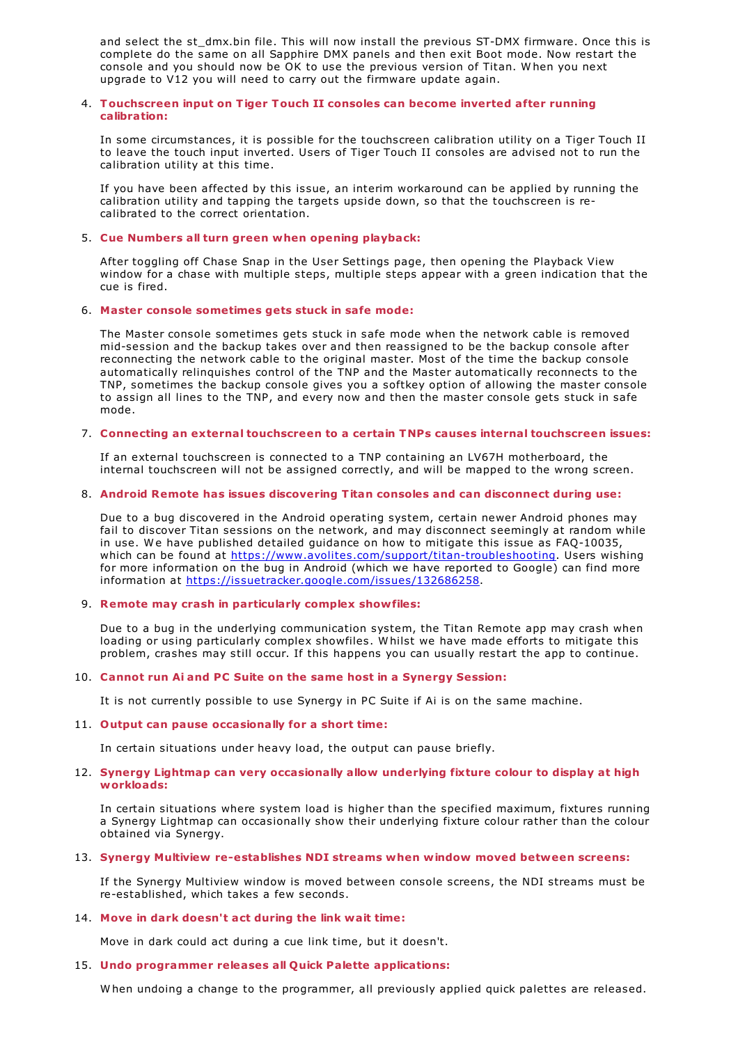and select the st_dmx.bin file. This will now install the previous ST-DMX firmware. Once this is complete do the same on all Sapphire DMX panels and then exit Boot mode. Now restart the console and you should now be OK to use the previous version of Titan. When you next upgrade to V12 you will need to carry out the firmware update again.

4. **Touchscreen input on Tiger Touch II consoles can become inverted after running calibration:**

   In some circumstances, it is possible for the touchscreen calibration utility on a Tiger Touch II to leave the touch input inverted. Users of Tiger Touch II consoles are advised not to run the calibration utility at this time.

   If you have been affected by this issue, an interim workaround can be applied by running the calibration utility and tapping the targets upside down, so that the touchscreen is re-calibrated to the correct orientation.

5. **Cue Numbers all turn green when opening playback:**

   After toggling off Chase Snap in the User Settings page, then opening the Playback View window for a chase with multiple steps, multiple steps appear with a green indication that the cue is fired.

6. **Master console sometimes gets stuck in safe mode:**

   The Master console sometimes gets stuck in safe mode when the network cable is removed mid-session and the backup takes over and then reassigned to be the backup console after reconnecting the network cable to the original master. Most of the time the backup console automatically relinquishes control of the TNP and the Master automatically reconnects to the TNP, sometimes the backup console gives you a softkey option of allowing the master console to assign all lines to the TNP, and every now and then the master console gets stuck in safe mode.

7. **Connecting an external touchscreen to a certain TNPs causes internal touchscreen issues:**

   If an external touchscreen is connected to a TNP containing an LV67H motherboard, the internal touchscreen will not be assigned correctly, and will be mapped to the wrong screen.

8. **Android Remote has issues discovering Titan consoles and can disconnect during use:**

   Due to a bug discovered in the Android operating system, certain newer Android phones may fail to discover Titan sessions on the network, and may disconnect seemingly at random while in use. We have published detailed guidance on how to mitigate this issue as FAQ-10035, which can be found at https://www.avolites.com/support/titan-troubleshooting. Users wishing for more information on the bug in Android (which we have reported to Google) can find more information at https://issuetracker.google.com/issues/132686258.

9. **Remote may crash in particularly complex showfiles:**

   Due to a bug in the underlying communication system, the Titan Remote app may crash when loading or using particularly complex showfiles. Whilst we have made efforts to mitigate this problem, crashes may still occur. If this happens you can usually restart the app to continue.

10. **Cannot run Ai and PC Suite on the same host in a Synergy Session:**

    It is not currently possible to use Synergy in PC Suite if Ai is on the same machine.

11. **Output can pause occasionally for a short time:**

    In certain situations under heavy load, the output can pause briefly.

12. **Synergy Lightmap can very occasionally allow underlying fixture colour to display at high workloads:**

    In certain situations where system load is higher than the specified maximum, fixtures running a Synergy Lightmap can occasionally show their underlying fixture colour rather than the colour obtained via Synergy.

13. **Synergy Multiview re-establishes NDI streams when window moved between screens:**

    If the Synergy Multiview window is moved between console screens, the NDI streams must be re-established, which takes a few seconds.

14. **Move in dark doesn't act during the link wait time:**

    Move in dark could act during a cue link time, but it doesn't.

15. **Undo programmer releases all Quick Palette applications:**

    When undoing a change to the programmer, all previously applied quick palettes are released.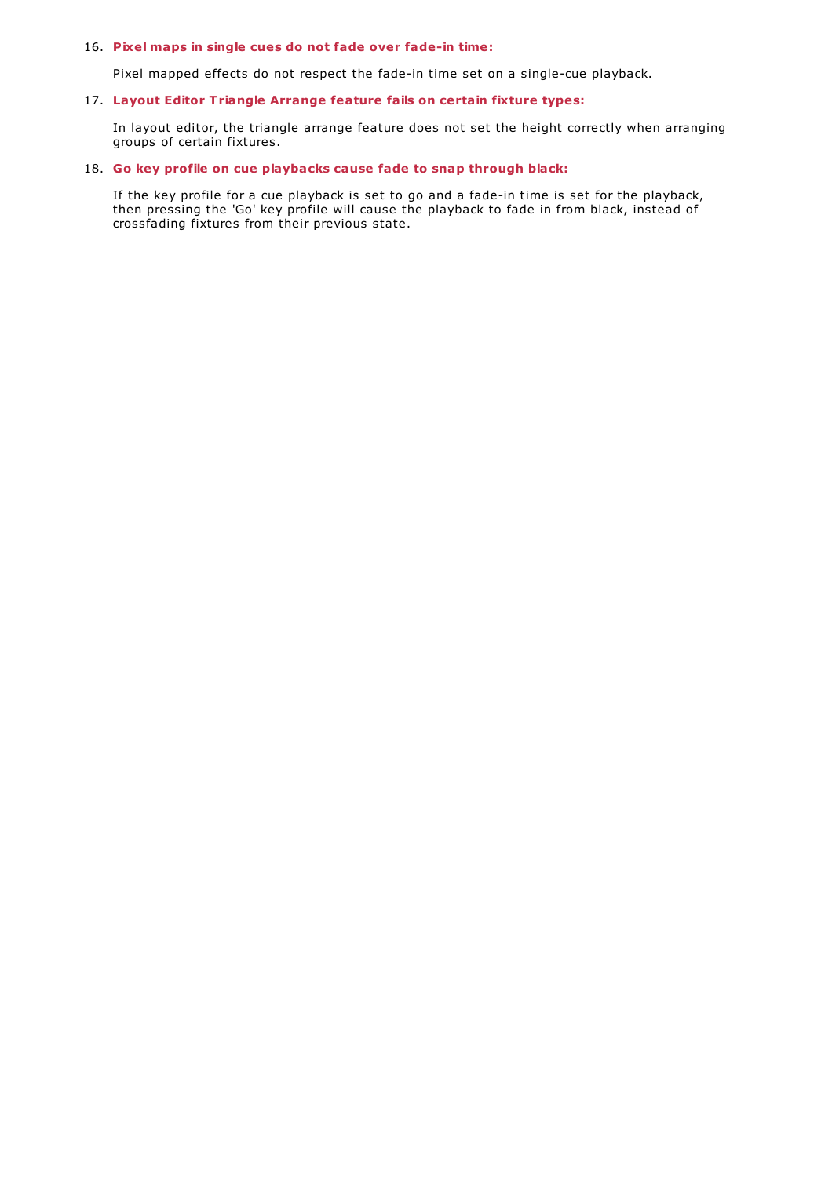16. **Pixel maps in single cues do not fade over fade-in time:**

    Pixel mapped effects do not respect the fade-in time set on a single-cue playback.

17. **Layout Editor Triangle Arrange feature fails on certain fixture types:**

    In layout editor, the triangle arrange feature does not set the height correctly when arranging groups of certain fixtures.

18. **Go key profile on cue playbacks cause fade to snap through black:**

    If the key profile for a cue playback is set to go and a fade-in time is set for the playback, then pressing the 'Go' key profile will cause the playback to fade in from black, instead of crossfading fixtures from their previous state.